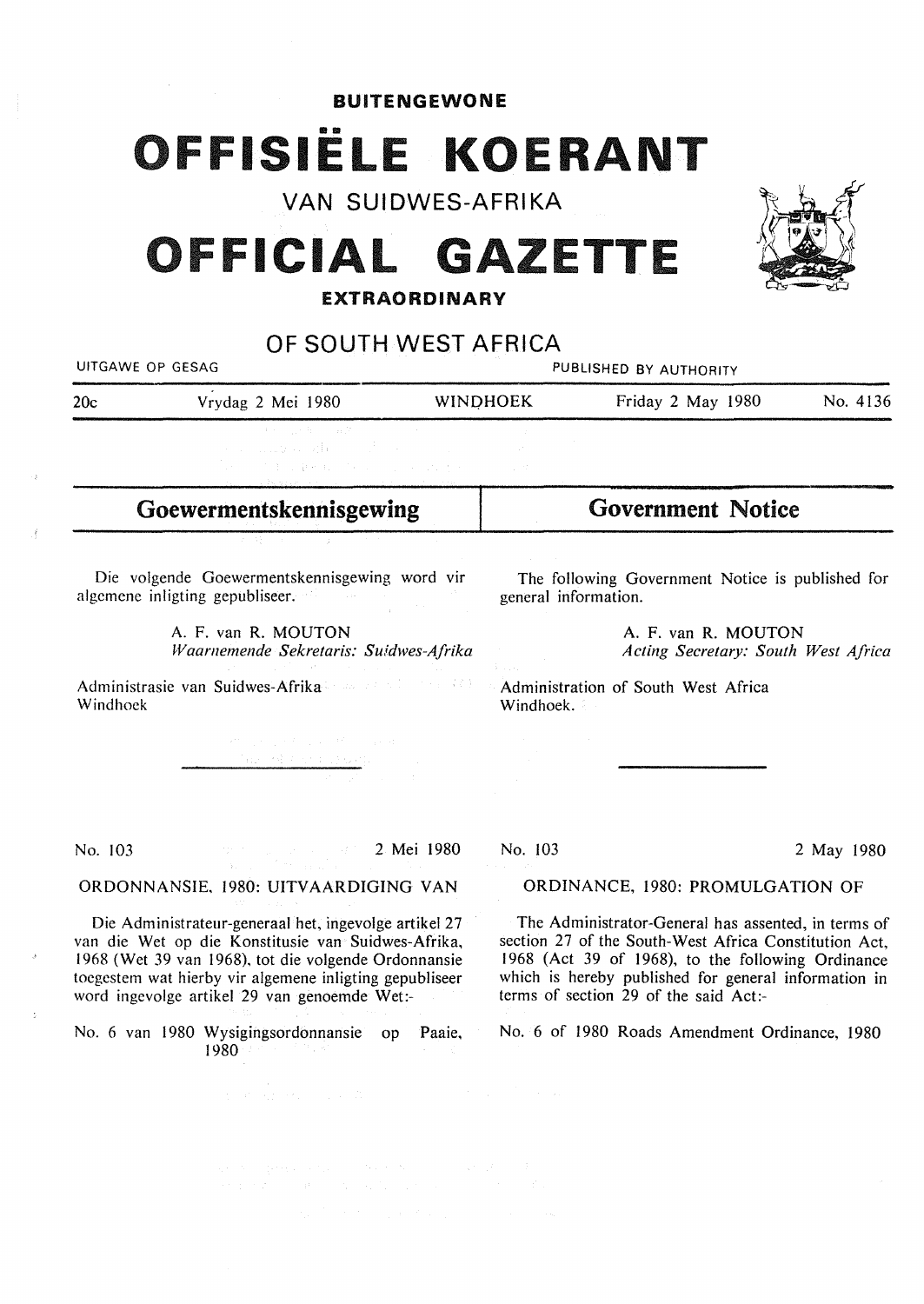**BUITENGEWONE**

# OFFISIËLE KOERANT

VAN SUIDWES-AFRIKA

# OFFICIAL GAZETTE

**EXTRAORDINARY**

OF SOUTH WEST AFRICA

UITGAWE OP GESAG — PUBLISHED BY AUTHORITY

20c — Vrydag 2 Mei 1980 — WINDHOEK — Friday 2 May 1980 — No. 4136

## Goewermentskennisgewing

Die volgende Goewermentskennisgewing word vir algemene inligting gepubliseer.

A. F. van R. MOUTON
*Waarnemende Sekretaris: Suidwes-Afrika*

Administrasie van Suidwes-Afrika
Windhoek

No. 103 — 2 Mei 1980

ORDONNANSIE, 1980: UITVAARDIGING VAN

Die Administrateur-generaal het, ingevolge artikel 27 van die Wet op die Konstitusie van Suidwes-Afrika, 1968 (Wet 39 van 1968), tot die volgende Ordonnansie toegestem wat hierby vir algemene inligting gepubliseer word ingevolge artikel 29 van genoemde Wet:-

No. 6 van 1980 Wysigingsordonnansie op Paaie, 1980

## Government Notice

The following Government Notice is published for general information.

A. F. van R. MOUTON
*Acting Secretary: South West Africa*

Administration of South West Africa
Windhoek.

No. 103 — 2 May 1980

ORDINANCE, 1980: PROMULGATION OF

The Administrator-General has assented, in terms of section 27 of the South-West Africa Constitution Act, 1968 (Act 39 of 1968), to the following Ordinance which is hereby published for general information in terms of section 29 of the said Act:-

No. 6 of 1980 Roads Amendment Ordinance, 1980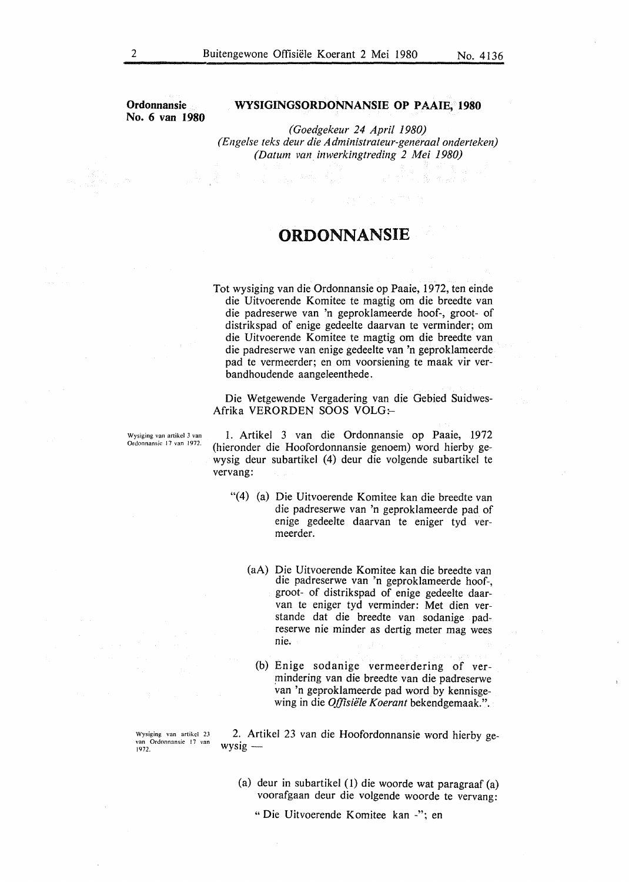**Ordonnansie No. 6 van 1980**

## WYSIGINGSORDONNANSIE OP PAAIE, 1980

*(Goedgekeur 24 April 1980)*
*(Engelse teks deur die Administrateur-generaal onderteken)*
*(Datum van inwerkingtreding 2 Mei 1980)*

# ORDONNANSIE

Tot wysiging van die Ordonnansie op Paaie, 1972, ten einde die Uitvoerende Komitee te magtig om die breedte van die padreserwe van 'n geproklameerde hoof-, groot- of distrikspad of enige gedeelte daarvan te verminder; om die Uitvoerende Komitee te magtig om die breedte van die padreserwe van enige gedeelte van 'n geproklameerde pad te vermeerder; en om voorsiening te maak vir verbandhoudende aangeleenthede.

Die Wetgewende Vergadering van die Gebied Suidwes-Afrika VERORDEN SOOS VOLG:-

*Wysiging van artikel 3 van Ordonnansie 17 van 1972.*

1. Artikel 3 van die Ordonnansie op Paaie, 1972 (hieronder die Hoofordonnansie genoem) word hierby gewysig deur subartikel (4) deur die volgende subartikel te vervang:

"(4) (a) Die Uitvoerende Komitee kan die breedte van die padreserwe van 'n geproklameerde pad of enige gedeelte daarvan te eniger tyd vermeerder.

(aA) Die Uitvoerende Komitee kan die breedte van die padreserwe van 'n geproklameerde hoof-, groot- of distrikspad of enige gedeelte daarvan te eniger tyd verminder: Met dien verstande dat die breedte van sodanige padreserwe nie minder as dertig meter mag wees nie.

(b) Enige sodanige vermeerdering of vermindering van die breedte van die padreserwe van 'n geproklameerde pad word by kennisgewing in die *Offisiële Koerant* bekendgemaak.".

*Wysiging van artikel 23 van Ordonnansie 17 van 1972.*

2. Artikel 23 van die Hoofordonnansie word hierby gewysig —

(a) deur in subartikel (1) die woorde wat paragraaf (a) voorafgaan deur die volgende woorde te vervang:

" Die Uitvoerende Komitee kan -"; en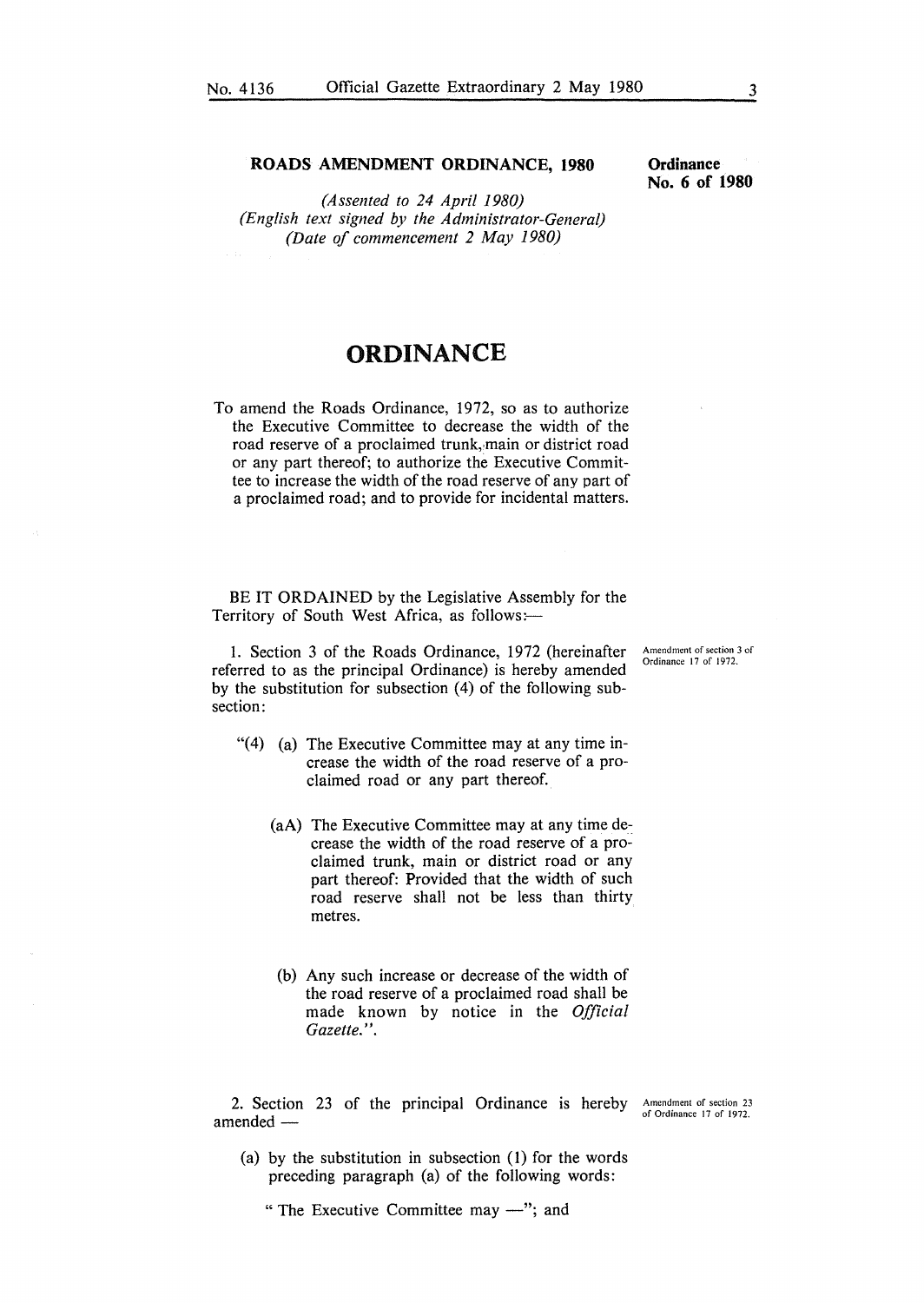## ROADS AMENDMENT ORDINANCE, 1980

**Ordinance No. 6 of 1980**

*(Assented to 24 April 1980)*
*(English text signed by the Administrator-General)*
*(Date of commencement 2 May 1980)*

# ORDINANCE

To amend the Roads Ordinance, 1972, so as to authorize the Executive Committee to decrease the width of the road reserve of a proclaimed trunk, main or district road or any part thereof; to authorize the Executive Committee to increase the width of the road reserve of any part of a proclaimed road; and to provide for incidental matters.

BE IT ORDAINED by the Legislative Assembly for the Territory of South West Africa, as follows:—

Amendment of section 3 of Ordinance 17 of 1972.

1. Section 3 of the Roads Ordinance, 1972 (hereinafter referred to as the principal Ordinance) is hereby amended by the substitution for subsection (4) of the following subsection:

"(4) (a) The Executive Committee may at any time increase the width of the road reserve of a proclaimed road or any part thereof.

(aA) The Executive Committee may at any time decrease the width of the road reserve of a proclaimed trunk, main or district road or any part thereof: Provided that the width of such road reserve shall not be less than thirty metres.

(b) Any such increase or decrease of the width of the road reserve of a proclaimed road shall be made known by notice in the *Official Gazette.*".

Amendment of section 23 of Ordinance 17 of 1972.

2. Section 23 of the principal Ordinance is hereby amended —

(a) by the substitution in subsection (1) for the words preceding paragraph (a) of the following words:

" The Executive Committee may —"; and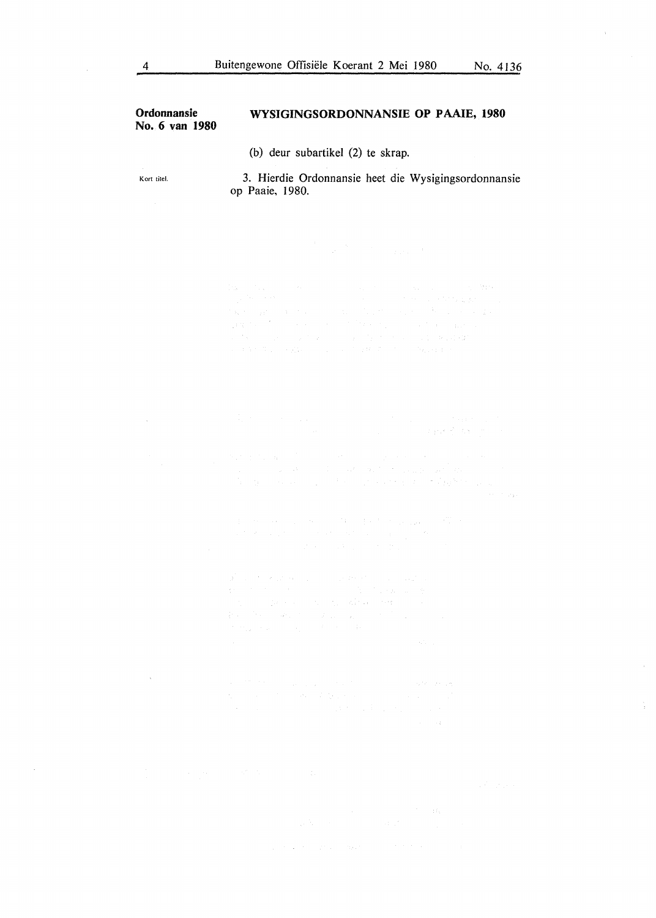**Ordonnansie No. 6 van 1980**

## WYSIGINGSORDONNANSIE OP PAAIE, 1980

(b) deur subartikel (2) te skrap.

Kort titel.

3. Hierdie Ordonnansie heet die Wysigingsordonnansie op Paaie, 1980.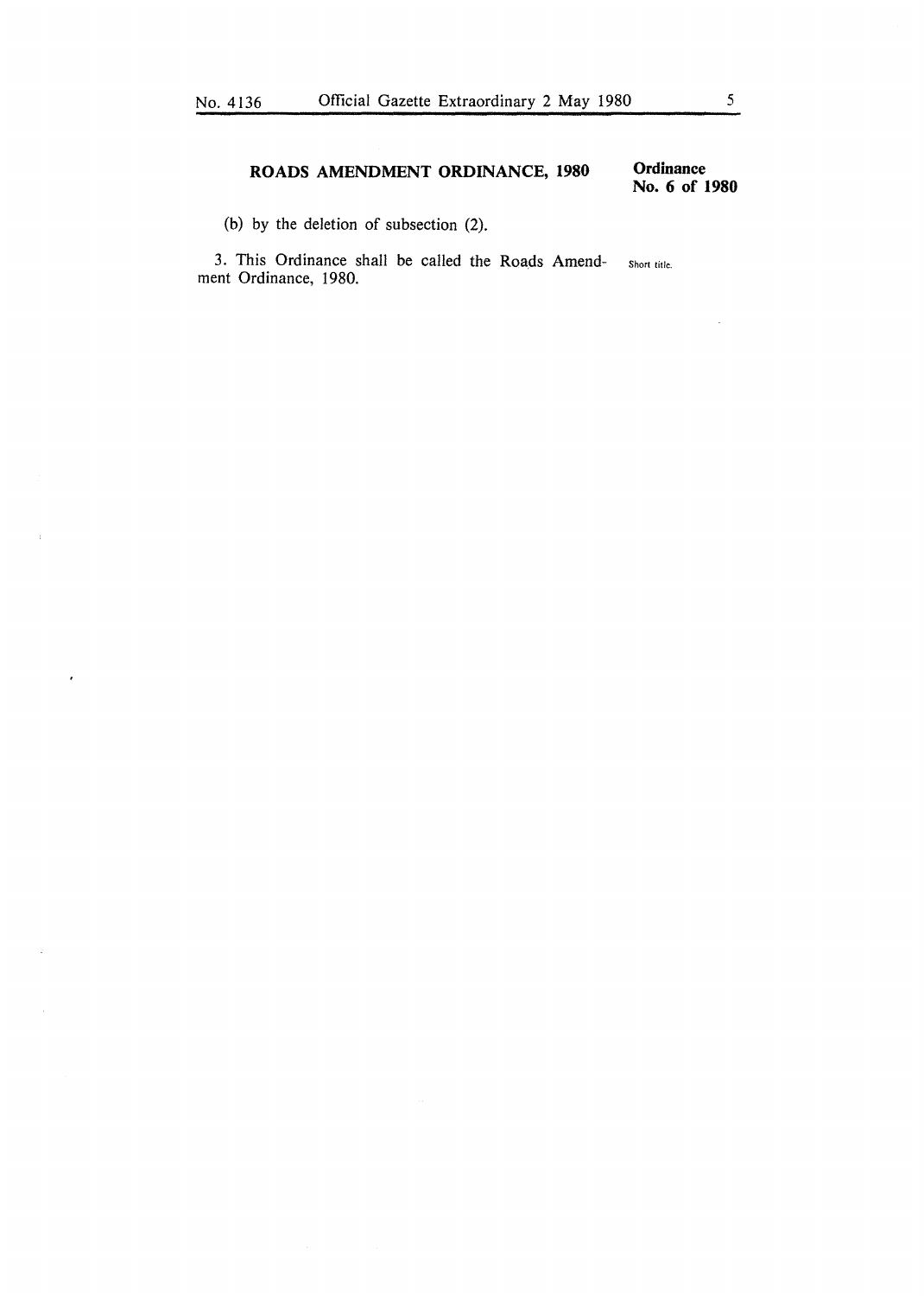**ROADS AMENDMENT ORDINANCE, 1980** — **Ordinance No. 6 of 1980**

(b) by the deletion of subsection (2).

Short title.

3. This Ordinance shall be called the Roads Amendment Ordinance, 1980.